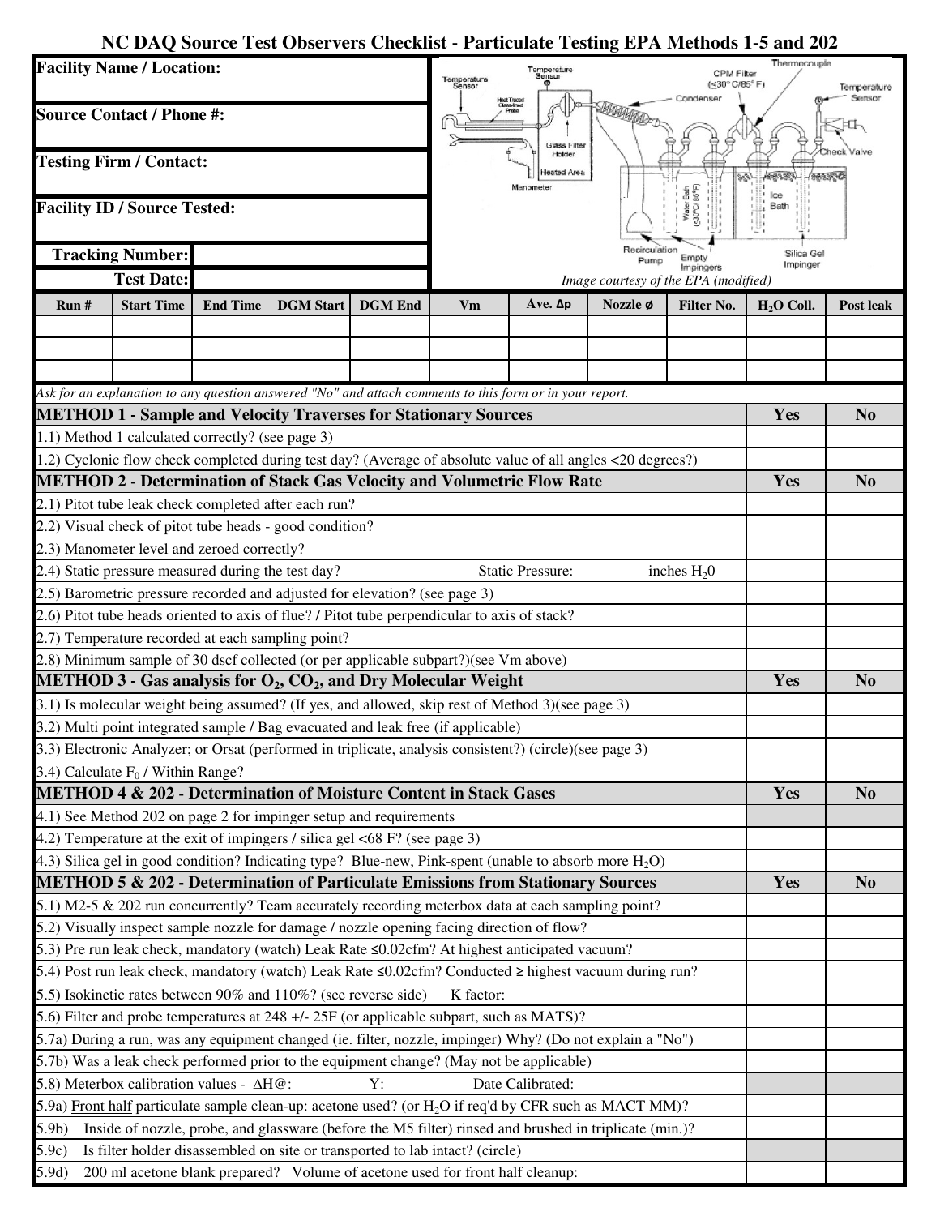# NC DAQ Source Test Observers Checklist - Particulate Testing EPA Methods 1-5 and 202

**Facility Name / Location:**

**Source Contact / Phone #:**

**Testing Firm / Contact:**

**Facility ID / Source Tested:**

**Tracking Number:**

**Test Date:**

*Image courtesy of the EPA (modified)*

| Run # | Start Time | End Time | DGM Start | DGM End | Vm | Ave. Δp | Nozzle ø | Filter No. | $H_2O$ Coll. | Post leak |
|---|---|---|---|---|---|---|---|---|---|---|
| | | | | | | | | | | |
| | | | | | | | | | | |
| | | | | | | | | | | |

*Ask for an explanation to any question answered "No" and attach comments to this form or in your report.*

| **METHOD 1 - Sample and Velocity Traverses for Stationary Sources** | **Yes** | **No** |
|---|---|---|
| 1.1) Method 1 calculated correctly? (see page 3) | | |
| 1.2) Cyclonic flow check completed during test day? (Average of absolute value of all angles <20 degrees?) | | |
| **METHOD 2 - Determination of Stack Gas Velocity and Volumetric Flow Rate** | **Yes** | **No** |
| 2.1) Pitot tube leak check completed after each run? | | |
| 2.2) Visual check of pitot tube heads - good condition? | | |
| 2.3) Manometer level and zeroed correctly? | | |
| 2.4) Static pressure measured during the test day? Static Pressure: inches $H_2O$ | | |
| 2.5) Barometric pressure recorded and adjusted for elevation? (see page 3) | | |
| 2.6) Pitot tube heads oriented to axis of flue? / Pitot tube perpendicular to axis of stack? | | |
| 2.7) Temperature recorded at each sampling point? | | |
| 2.8) Minimum sample of 30 dscf collected (or per applicable subpart?)(see Vm above) | | |
| **METHOD 3 - Gas analysis for $O_2$, $CO_2$, and Dry Molecular Weight** | **Yes** | **No** |
| 3.1) Is molecular weight being assumed? (If yes, and allowed, skip rest of Method 3)(see page 3) | | |
| 3.2) Multi point integrated sample / Bag evacuated and leak free (if applicable) | | |
| 3.3) Electronic Analyzer; or Orsat (performed in triplicate, analysis consistent?) (circle)(see page 3) | | |
| 3.4) Calculate $F_0$ / Within Range? | | |
| **METHOD 4 & 202 - Determination of Moisture Content in Stack Gases** | **Yes** | **No** |
| 4.1) See Method 202 on page 2 for impinger setup and requirements | | |
| 4.2) Temperature at the exit of impingers / silica gel <68 F? (see page 3) | | |
| 4.3) Silica gel in good condition? Indicating type? Blue-new, Pink-spent (unable to absorb more $H_2O$) | | |
| **METHOD 5 & 202 - Determination of Particulate Emissions from Stationary Sources** | **Yes** | **No** |
| 5.1) M2-5 & 202 run concurrently? Team accurately recording meterbox data at each sampling point? | | |
| 5.2) Visually inspect sample nozzle for damage / nozzle opening facing direction of flow? | | |
| 5.3) Pre run leak check, mandatory (watch) Leak Rate ≤0.02cfm? At highest anticipated vacuum? | | |
| 5.4) Post run leak check, mandatory (watch) Leak Rate ≤0.02cfm? Conducted ≥ highest vacuum during run? | | |
| 5.5) Isokinetic rates between 90% and 110%? (see reverse side) K factor: | | |
| 5.6) Filter and probe temperatures at 248 +/- 25F (or applicable subpart, such as MATS)? | | |
| 5.7a) During a run, was any equipment changed (ie. filter, nozzle, impinger) Why? (Do not explain a "No") | | |
| 5.7b) Was a leak check performed prior to the equipment change? (May not be applicable) | | |
| 5.8) Meterbox calibration values - ΔH@: Y: Date Calibrated: | | |
| 5.9a) <u>Front half</u> particulate sample clean-up: acetone used? (or $H_2O$ if req'd by CFR such as MACT MM)? | | |
| 5.9b) Inside of nozzle, probe, and glassware (before the M5 filter) rinsed and brushed in triplicate (min.)? | | |
| 5.9c) Is filter holder disassembled on site or transported to lab intact? (circle) | | |
| 5.9d) 200 ml acetone blank prepared? Volume of acetone used for front half cleanup: | | |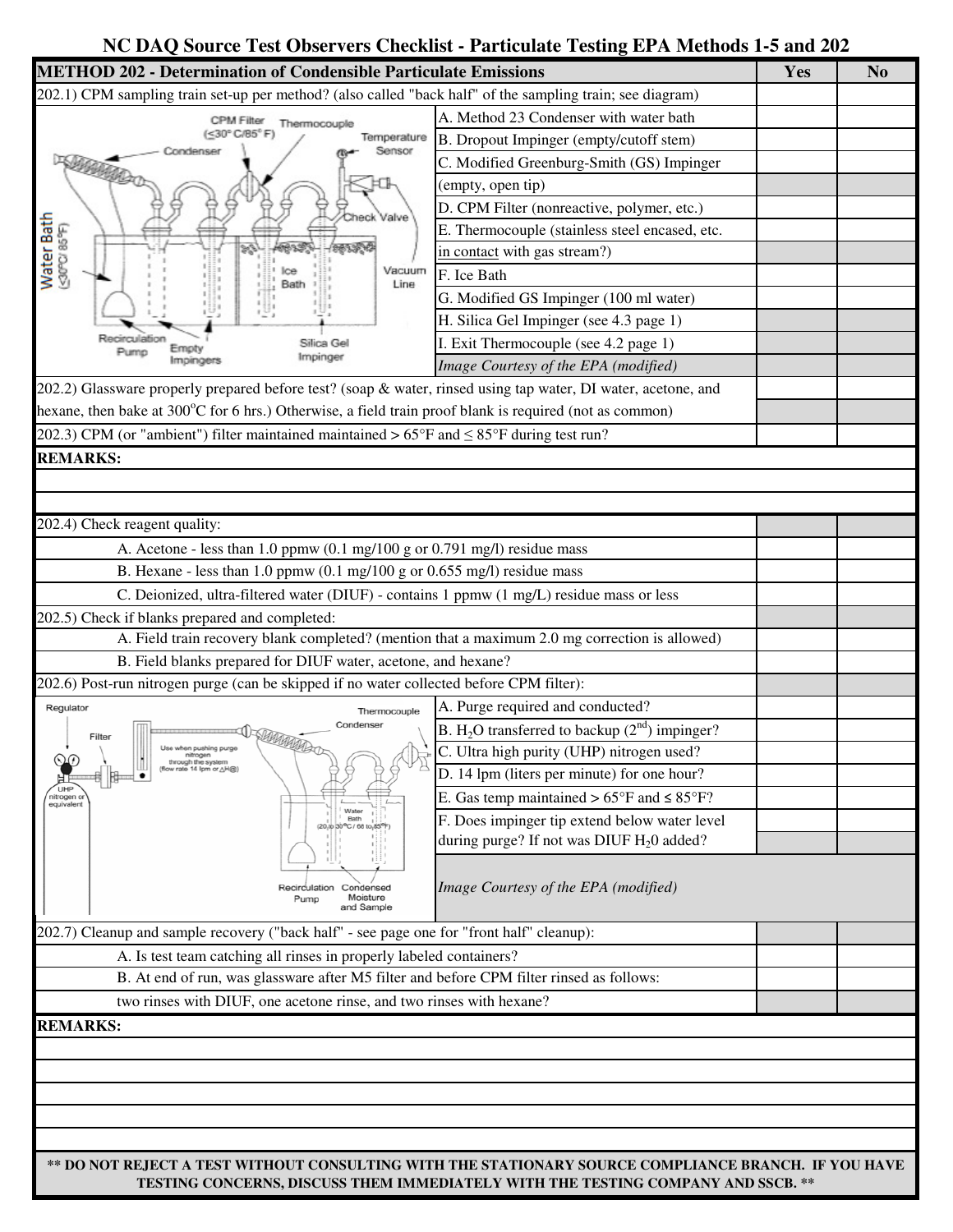# NC DAQ Source Test Observers Checklist - Particulate Testing EPA Methods 1-5 and 202

| METHOD 202 - Determination of Condensible Particulate Emissions | Yes | No |
|---|---|---|
| 202.1) CPM sampling train set-up per method? (also called "back half" of the sampling train; see diagram) | | |
| A. Method 23 Condenser with water bath | | |
| B. Dropout Impinger (empty/cutoff stem) | | |
| C. Modified Greenburg-Smith (GS) Impinger (empty, open tip) | | |
| D. CPM Filter (nonreactive, polymer, etc.) | | |
| E. Thermocouple (stainless steel encased, etc. in contact with gas stream?) | | |
| F. Ice Bath | | |
| G. Modified GS Impinger (100 ml water) | | |
| H. Silica Gel Impinger (see 4.3 page 1) | | |
| I. Exit Thermocouple (see 4.2 page 1) | | |
| *Image Courtesy of the EPA (modified)* | | |
| 202.2) Glassware properly prepared before test? (soap & water, rinsed using tap water, DI water, acetone, and hexane, then bake at 300°C for 6 hrs.) Otherwise, a field train proof blank is required (not as common) | | |
| 202.3) CPM (or "ambient") filter maintained maintained > 65°F and ≤ 85°F during test run? | | |

**REMARKS:**

| | Yes | No |
|---|---|---|
| 202.4) Check reagent quality: | | |
| A. Acetone - less than 1.0 ppmw (0.1 mg/100 g or 0.791 mg/l) residue mass | | |
| B. Hexane - less than 1.0 ppmw (0.1 mg/100 g or 0.655 mg/l) residue mass | | |
| C. Deionized, ultra-filtered water (DIUF) - contains 1 ppmw (1 mg/L) residue mass or less | | |
| 202.5) Check if blanks prepared and completed: | | |
| A. Field train recovery blank completed? (mention that a maximum 2.0 mg correction is allowed) | | |
| B. Field blanks prepared for DIUF water, acetone, and hexane? | | |
| 202.6) Post-run nitrogen purge (can be skipped if no water collected before CPM filter): | | |
| A. Purge required and conducted? | | |
| B. $H_2O$ transferred to backup (2nd) impinger? | | |
| C. Ultra high purity (UHP) nitrogen used? | | |
| D. 14 lpm (liters per minute) for one hour? | | |
| E. Gas temp maintained > 65°F and ≤ 85°F? | | |
| F. Does impinger tip extend below water level during purge? If not was DIUF $H_2O$ added? | | |
| *Image Courtesy of the EPA (modified)* | | |
| 202.7) Cleanup and sample recovery ("back half" - see page one for "front half" cleanup): | | |
| A. Is test team catching all rinses in properly labeled containers? | | |
| B. At end of run, was glassware after M5 filter and before CPM filter rinsed as follows: two rinses with DIUF, one acetone rinse, and two rinses with hexane? | | |

**REMARKS:**

**\*\* DO NOT REJECT A TEST WITHOUT CONSULTING WITH THE STATIONARY SOURCE COMPLIANCE BRANCH. IF YOU HAVE TESTING CONCERNS, DISCUSS THEM IMMEDIATELY WITH THE TESTING COMPANY AND SSCB. \*\***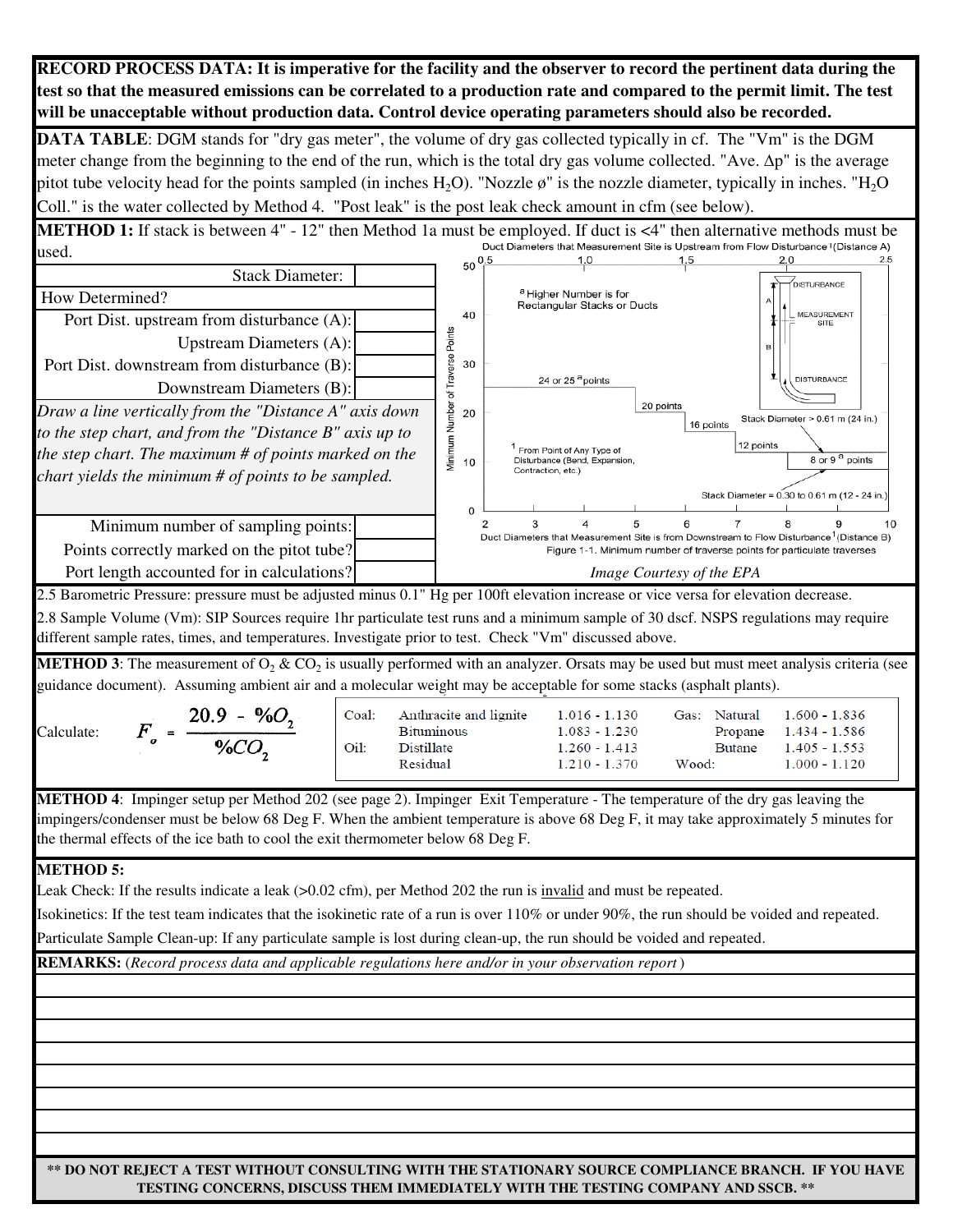**RECORD PROCESS DATA: It is imperative for the facility and the observer to record the pertinent data during the test so that the measured emissions can be correlated to a production rate and compared to the permit limit. The test will be unacceptable without production data. Control device operating parameters should also be recorded.**

**DATA TABLE**: DGM stands for "dry gas meter", the volume of dry gas collected typically in cf. The "Vm" is the DGM meter change from the beginning to the end of the run, which is the total dry gas volume collected. "Ave. Δp" is the average pitot tube velocity head for the points sampled (in inches $H_2O$). "Nozzle ø" is the nozzle diameter, typically in inches. "$H_2O$ Coll." is the water collected by Method 4. "Post leak" is the post leak check amount in cfm (see below).

**METHOD 1:** If stack is between 4" - 12" then Method 1a must be employed. If duct is <4" then alternative methods must be used.

| | |
|---|---|
| Stack Diameter: | |
| How Determined? | |
| Port Dist. upstream from disturbance (A): | |
| Upstream Diameters (A): | |
| Port Dist. downstream from disturbance (B): | |
| Downstream Diameters (B): | |
| *Draw a line vertically from the "Distance A" axis down to the step chart, and from the "Distance B" axis up to the step chart. The maximum # of points marked on the chart yields the minimum # of points to be sampled.* | |
| Minimum number of sampling points: | |
| Points correctly marked on the pitot tube? | |
| Port length accounted for in calculations? | |

Duct Diameters that Measurement Site is Upstream from Flow Disturbance[1] (Distance A)
0.5 1.0 1.5 2.0 2.5
50 40 30 20 10 0
Minimum Number of Traverse Points
[a] Higher Number is for Rectangular Stacks or Ducts
24 or 25 [a] points
20 points
16 points
12 points
8 or 9 [a] points
Stack Diameter > 0.61 m (24 in.)
Stack Diameter = 0.30 to 0.61 m (12 - 24 in.)
[1] From Point of Any Type of Disturbance (Bend, Expansion, Contraction, etc.)
DISTURBANCE
MEASUREMENT SITE
DISTURBANCE
A
B
2 3 4 5 6 7 8 9 10
Duct Diameters that Measurement Site is from Downstream to Flow Disturbance[1] (Distance B)
Figure 1-1. Minimum number of traverse points for particulate traverses

*Image Courtesy of the EPA*

2.5 Barometric Pressure: pressure must be adjusted minus 0.1" Hg per 100ft elevation increase or vice versa for elevation decrease.

2.8 Sample Volume (Vm): SIP Sources require 1hr particulate test runs and a minimum sample of 30 dscf. NSPS regulations may require different sample rates, times, and temperatures. Investigate prior to test. Check "Vm" discussed above.

**METHOD 3**: The measurement of $O_2$ & $CO_2$ is usually performed with an analyzer. Orsats may be used but must meet analysis criteria (see guidance document). Assuming ambient air and a molecular weight may be acceptable for some stacks (asphalt plants).

Calculate: $$F_o = \frac{20.9 - \%O_2}{\%CO_2}$$

| | | | | | |
|---|---|---|---|---|---|
| Coal: | Anthracite and lignite | 1.016 - 1.130 | Gas: | Natural | 1.600 - 1.836 |
| | Bituminous | 1.083 - 1.230 | | Propane | 1.434 - 1.586 |
| Oil: | Distillate | 1.260 - 1.413 | | Butane | 1.405 - 1.553 |
| | Residual | 1.210 - 1.370 | Wood: | | 1.000 - 1.120 |

**METHOD 4**: Impinger setup per Method 202 (see page 2). Impinger Exit Temperature - The temperature of the dry gas leaving the impingers/condenser must be below 68 Deg F. When the ambient temperature is above 68 Deg F, it may take approximately 5 minutes for the thermal effects of the ice bath to cool the exit thermometer below 68 Deg F.

**METHOD 5:**

Leak Check: If the results indicate a leak (>0.02 cfm), per Method 202 the run is invalid and must be repeated.

Isokinetics: If the test team indicates that the isokinetic rate of a run is over 110% or under 90%, the run should be voided and repeated.

Particulate Sample Clean-up: If any particulate sample is lost during clean-up, the run should be voided and repeated.

**REMARKS:** (*Record process data and applicable regulations here and/or in your observation report*)

**\*\* DO NOT REJECT A TEST WITHOUT CONSULTING WITH THE STATIONARY SOURCE COMPLIANCE BRANCH. IF YOU HAVE TESTING CONCERNS, DISCUSS THEM IMMEDIATELY WITH THE TESTING COMPANY AND SSCB. \*\***